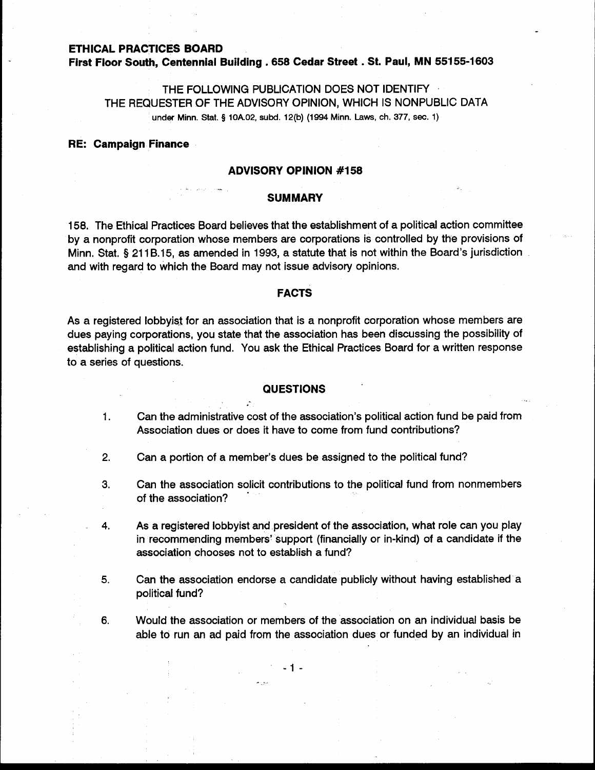**ETHICAL PRACTICES BOARD**
**First Floor South, Centennial Building . 658 Cedar Street . St. Paul, MN 55155-1603**

THE FOLLOWING PUBLICATION DOES NOT IDENTIFY THE REQUESTER OF THE ADVISORY OPINION, WHICH IS NONPUBLIC DATA
under Minn. Stat. § 10A.02, subd. 12(b) (1994 Minn. Laws, ch. 377, sec. 1)

**RE: Campaign Finance**

## ADVISORY OPINION #158

### SUMMARY

158. The Ethical Practices Board believes that the establishment of a political action committee by a nonprofit corporation whose members are corporations is controlled by the provisions of Minn. Stat. § 211B.15, as amended in 1993, a statute that is not within the Board's jurisdiction and with regard to which the Board may not issue advisory opinions.

### FACTS

As a registered lobbyist for an association that is a nonprofit corporation whose members are dues paying corporations, you state that the association has been discussing the possibility of establishing a political action fund. You ask the Ethical Practices Board for a written response to a series of questions.

### QUESTIONS

1. Can the administrative cost of the association's political action fund be paid from Association dues or does it have to come from fund contributions?

2. Can a portion of a member's dues be assigned to the political fund?

3. Can the association solicit contributions to the political fund from nonmembers of the association?

4. As a registered lobbyist and president of the association, what role can you play in recommending members' support (financially or in-kind) of a candidate if the association chooses not to establish a fund?

5. Can the association endorse a candidate publicly without having established a political fund?

6. Would the association or members of the association on an individual basis be able to run an ad paid from the association dues or funded by an individual in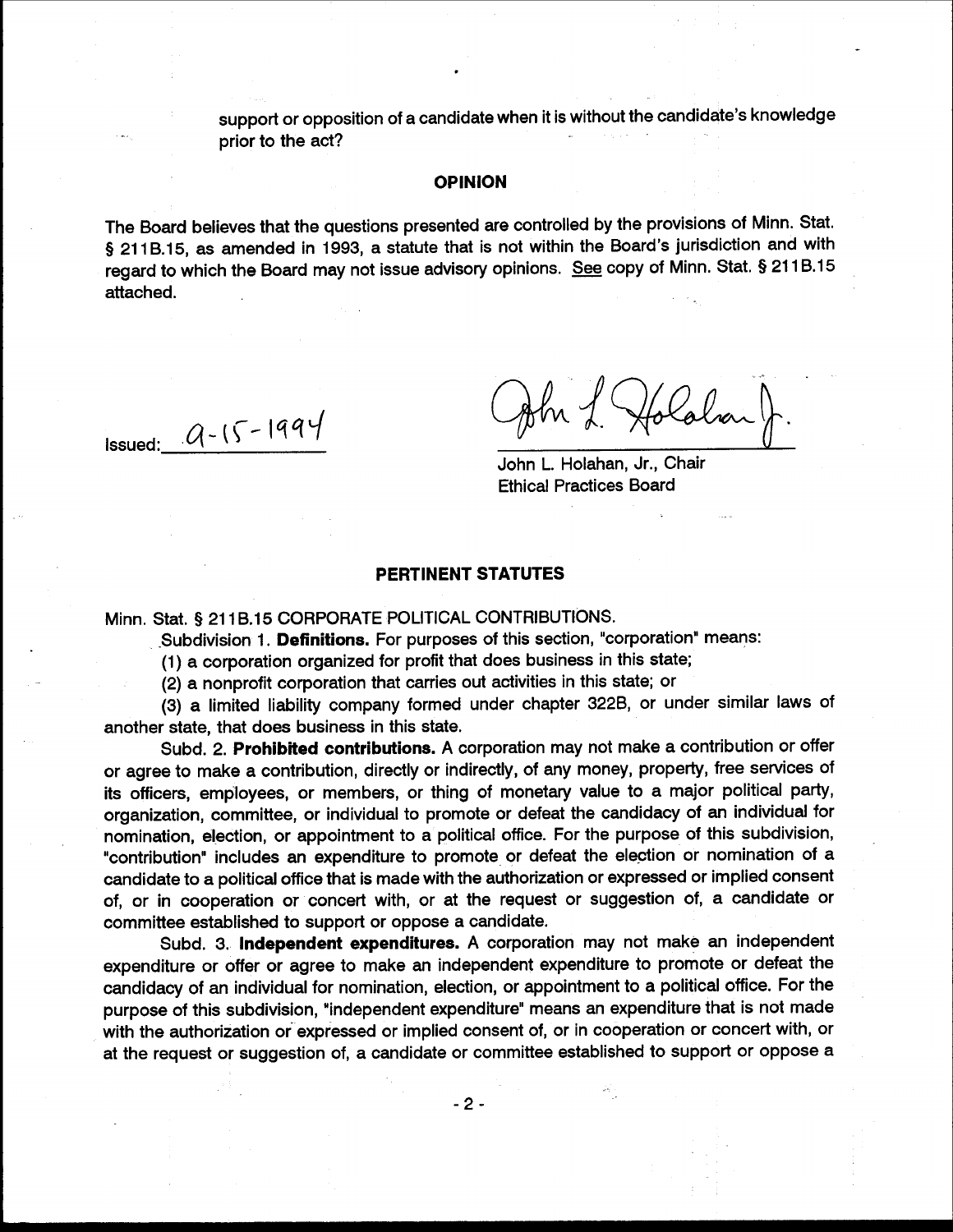support or opposition of a candidate when it is without the candidate's knowledge prior to the act?

## OPINION

The Board believes that the questions presented are controlled by the provisions of Minn. Stat. § 211B.15, as amended in 1993, a statute that is not within the Board's jurisdiction and with regard to which the Board may not issue advisory opinions. See copy of Minn. Stat. § 211B.15 attached.

Issued: 9-15-1994

John L. Holahan, Jr., Chair
Ethical Practices Board

## PERTINENT STATUTES

Minn. Stat. § 211B.15 CORPORATE POLITICAL CONTRIBUTIONS.

Subdivision 1. **Definitions.** For purposes of this section, "corporation" means:

(1) a corporation organized for profit that does business in this state;

(2) a nonprofit corporation that carries out activities in this state; or

(3) a limited liability company formed under chapter 322B, or under similar laws of another state, that does business in this state.

Subd. 2. **Prohibited contributions.** A corporation may not make a contribution or offer or agree to make a contribution, directly or indirectly, of any money, property, free services of its officers, employees, or members, or thing of monetary value to a major political party, organization, committee, or individual to promote or defeat the candidacy of an individual for nomination, election, or appointment to a political office. For the purpose of this subdivision, "contribution" includes an expenditure to promote or defeat the election or nomination of a candidate to a political office that is made with the authorization or expressed or implied consent of, or in cooperation or concert with, or at the request or suggestion of, a candidate or committee established to support or oppose a candidate.

Subd. 3. **Independent expenditures.** A corporation may not make an independent expenditure or offer or agree to make an independent expenditure to promote or defeat the candidacy of an individual for nomination, election, or appointment to a political office. For the purpose of this subdivision, "independent expenditure" means an expenditure that is not made with the authorization or expressed or implied consent of, or in cooperation or concert with, or at the request or suggestion of, a candidate or committee established to support or oppose a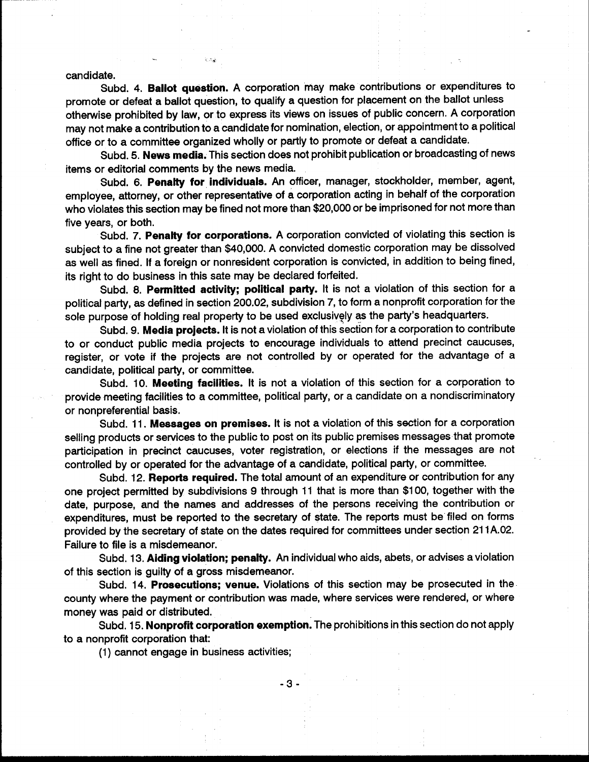candidate.

Subd. 4. **Ballot question.** A corporation may make contributions or expenditures to promote or defeat a ballot question, to qualify a question for placement on the ballot unless otherwise prohibited by law, or to express its views on issues of public concern. A corporation may not make a contribution to a candidate for nomination, election, or appointment to a political office or to a committee organized wholly or partly to promote or defeat a candidate.

Subd. 5. **News media.** This section does not prohibit publication or broadcasting of news items or editorial comments by the news media.

Subd. 6. **Penalty for individuals.** An officer, manager, stockholder, member, agent, employee, attorney, or other representative of a corporation acting in behalf of the corporation who violates this section may be fined not more than $20,000 or be imprisoned for not more than five years, or both.

Subd. 7. **Penalty for corporations.** A corporation convicted of violating this section is subject to a fine not greater than $40,000. A convicted domestic corporation may be dissolved as well as fined. If a foreign or nonresident corporation is convicted, in addition to being fined, its right to do business in this sate may be declared forfeited.

Subd. 8. **Permitted activity; political party.** It is not a violation of this section for a political party, as defined in section 200.02, subdivision 7, to form a nonprofit corporation for the sole purpose of holding real property to be used exclusively as the party's headquarters.

Subd. 9. **Media projects.** It is not a violation of this section for a corporation to contribute to or conduct public media projects to encourage individuals to attend precinct caucuses, register, or vote if the projects are not controlled by or operated for the advantage of a candidate, political party, or committee.

Subd. 10. **Meeting facilities.** It is not a violation of this section for a corporation to provide meeting facilities to a committee, political party, or a candidate on a nondiscriminatory or nonpreferential basis.

Subd. 11. **Messages on premises.** It is not a violation of this section for a corporation selling products or services to the public to post on its public premises messages that promote participation in precinct caucuses, voter registration, or elections if the messages are not controlled by or operated for the advantage of a candidate, political party, or committee.

Subd. 12. **Reports required.** The total amount of an expenditure or contribution for any one project permitted by subdivisions 9 through 11 that is more than $100, together with the date, purpose, and the names and addresses of the persons receiving the contribution or expenditures, must be reported to the secretary of state. The reports must be filed on forms provided by the secretary of state on the dates required for committees under section 211A.02. Failure to file is a misdemeanor.

Subd. 13. **Aiding violation; penalty.** An individual who aids, abets, or advises a violation of this section is guilty of a gross misdemeanor.

Subd. 14. **Prosecutions; venue.** Violations of this section may be prosecuted in the county where the payment or contribution was made, where services were rendered, or where money was paid or distributed.

Subd. 15. **Nonprofit corporation exemption.** The prohibitions in this section do not apply to a nonprofit corporation that:

(1) cannot engage in business activities;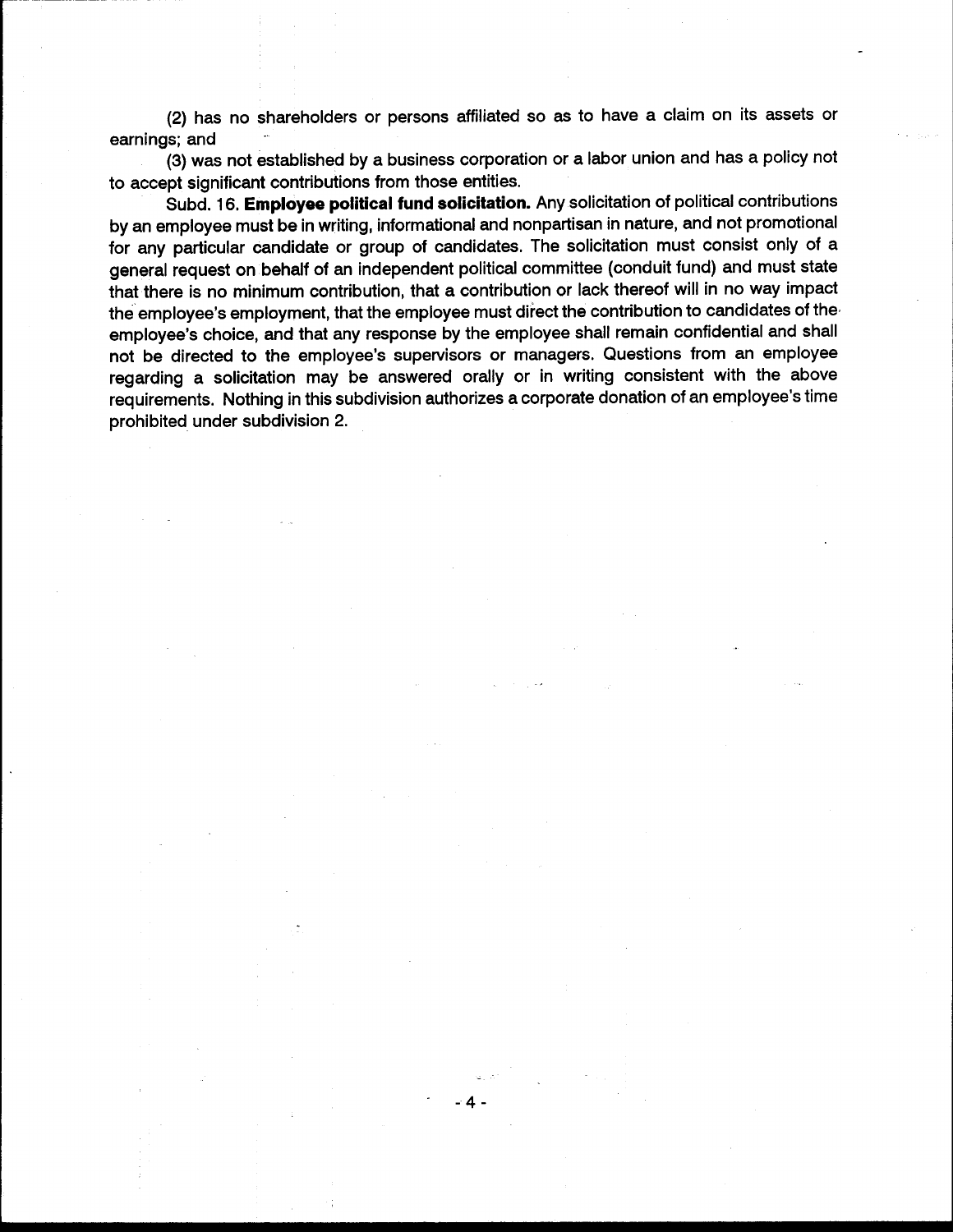(2) has no shareholders or persons affiliated so as to have a claim on its assets or earnings; and

(3) was not established by a business corporation or a labor union and has a policy not to accept significant contributions from those entities.

Subd. 16. **Employee political fund solicitation.** Any solicitation of political contributions by an employee must be in writing, informational and nonpartisan in nature, and not promotional for any particular candidate or group of candidates. The solicitation must consist only of a general request on behalf of an independent political committee (conduit fund) and must state that there is no minimum contribution, that a contribution or lack thereof will in no way impact the employee's employment, that the employee must direct the contribution to candidates of the employee's choice, and that any response by the employee shall remain confidential and shall not be directed to the employee's supervisors or managers. Questions from an employee regarding a solicitation may be answered orally or in writing consistent with the above requirements. Nothing in this subdivision authorizes a corporate donation of an employee's time prohibited under subdivision 2.